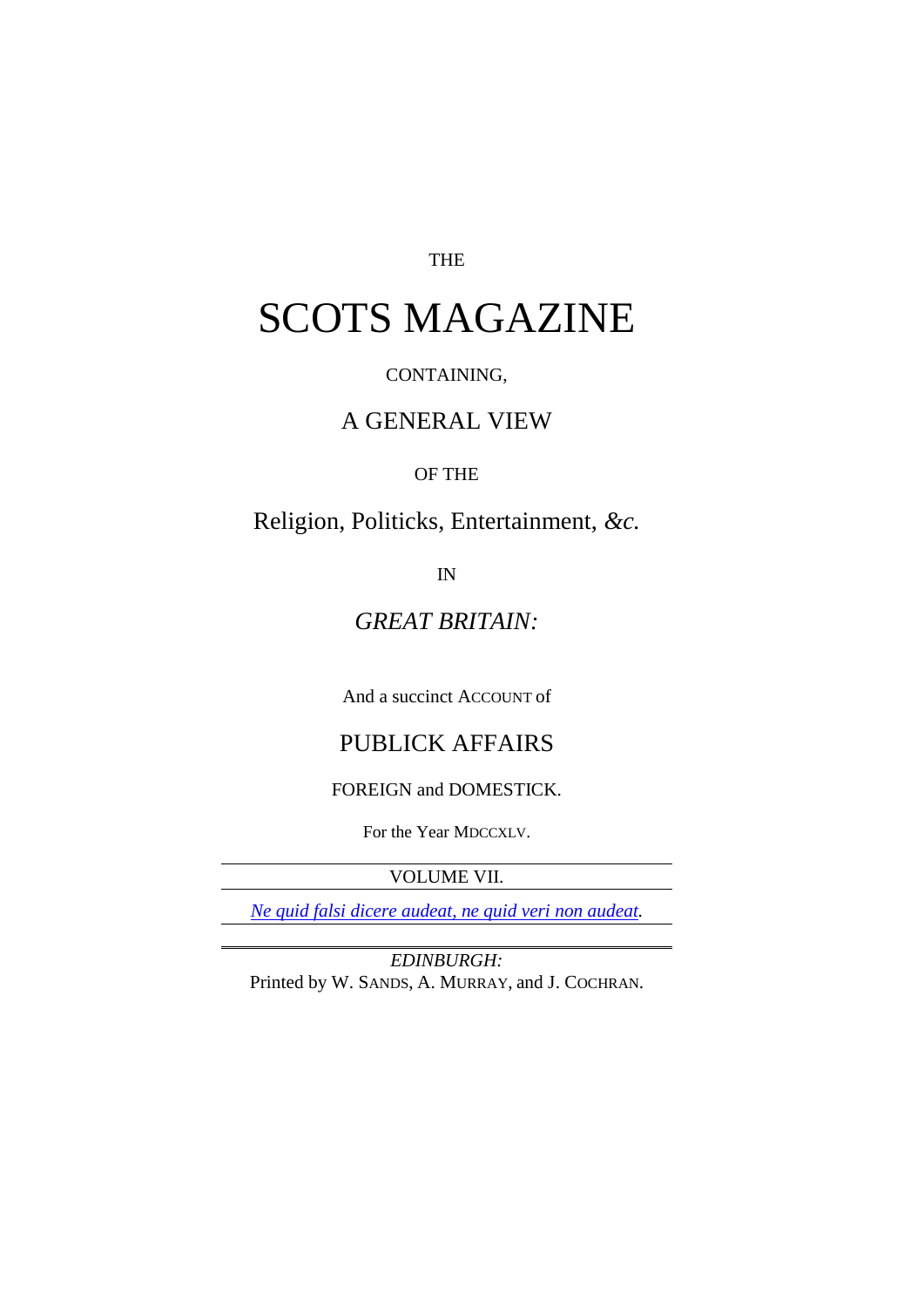THE

# SCOTS MAGAZINE

CONTAINING,

## A GENERAL VIEW

OF THE

## Religion, Politicks, Entertainment, *&c.*

IN

## *GREAT BRITAIN:*

And a succinct ACCOUNT of

## PUBLICK AFFAIRS

FOREIGN and DOMESTICK.

For the Year MDCCXLV.

---

VOLUME VII.

---

*Ne quid falsi dicere audeat, ne quid veri non audeat.*

---

*EDINBURGH:*
Printed by W. SANDS, A. MURRAY, and J. COCHRAN.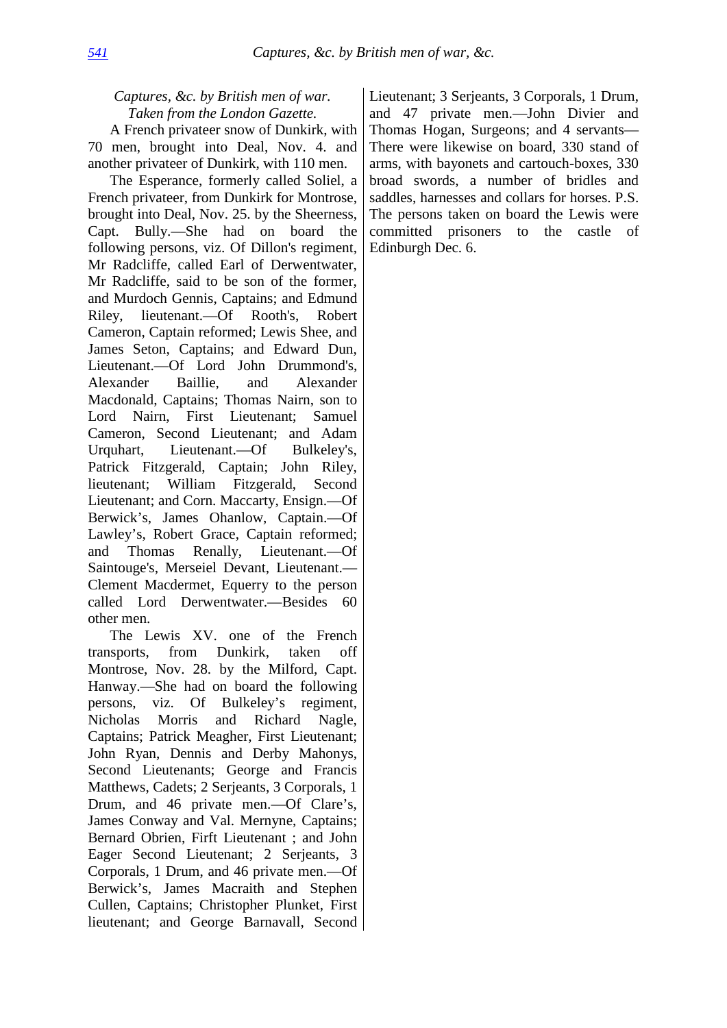*Captures, &c. by British men of war. Taken from the London Gazette.*

A French privateer snow of Dunkirk, with 70 men, brought into Deal, Nov. 4. and another privateer of Dunkirk, with 110 men.

The Esperance, formerly called Soliel, a French privateer, from Dunkirk for Montrose, brought into Deal, Nov. 25. by the Sheerness, Capt. Bully.—She had on board the following persons, viz. Of Dillon's regiment, Mr Radcliffe, called Earl of Derwentwater, Mr Radcliffe, said to be son of the former, and Murdoch Gennis, Captains; and Edmund Riley, lieutenant.—Of Rooth's, Robert Cameron, Captain reformed; Lewis Shee, and James Seton, Captains; and Edward Dun, Lieutenant.—Of Lord John Drummond's, Alexander Baillie, and Alexander Macdonald, Captains; Thomas Nairn, son to Lord Nairn, First Lieutenant; Samuel Cameron, Second Lieutenant; and Adam Urquhart, Lieutenant.—Of Bulkeley's, Patrick Fitzgerald, Captain; John Riley, lieutenant; William Fitzgerald, Second Lieutenant; and Corn. Maccarty, Ensign.—Of Berwick's, James Ohanlow, Captain.—Of Lawley's, Robert Grace, Captain reformed; and Thomas Renally, Lieutenant.—Of Saintouge's, Merseiel Devant, Lieutenant.—Clement Macdermet, Equerry to the person called Lord Derwentwater.—Besides 60 other men.

The Lewis XV. one of the French transports, from Dunkirk, taken off Montrose, Nov. 28. by the Milford, Capt. Hanway.—She had on board the following persons, viz. Of Bulkeley's regiment, Nicholas Morris and Richard Nagle, Captains; Patrick Meagher, First Lieutenant; John Ryan, Dennis and Derby Mahonys, Second Lieutenants; George and Francis Matthews, Cadets; 2 Serjeants, 3 Corporals, 1 Drum, and 46 private men.—Of Clare's, James Conway and Val. Mernyne, Captains; Bernard Obrien, Firft Lieutenant ; and John Eager Second Lieutenant; 2 Serjeants, 3 Corporals, 1 Drum, and 46 private men.—Of Berwick's, James Macraith and Stephen Cullen, Captains; Christopher Plunket, First lieutenant; and George Barnavall, Second Lieutenant; 3 Serjeants, 3 Corporals, 1 Drum, and 47 private men.—John Divier and Thomas Hogan, Surgeons; and 4 servants—There were likewise on board, 330 stand of arms, with bayonets and cartouch-boxes, 330 broad swords, a number of bridles and saddles, harnesses and collars for horses. P.S. The persons taken on board the Lewis were committed prisoners to the castle of Edinburgh Dec. 6.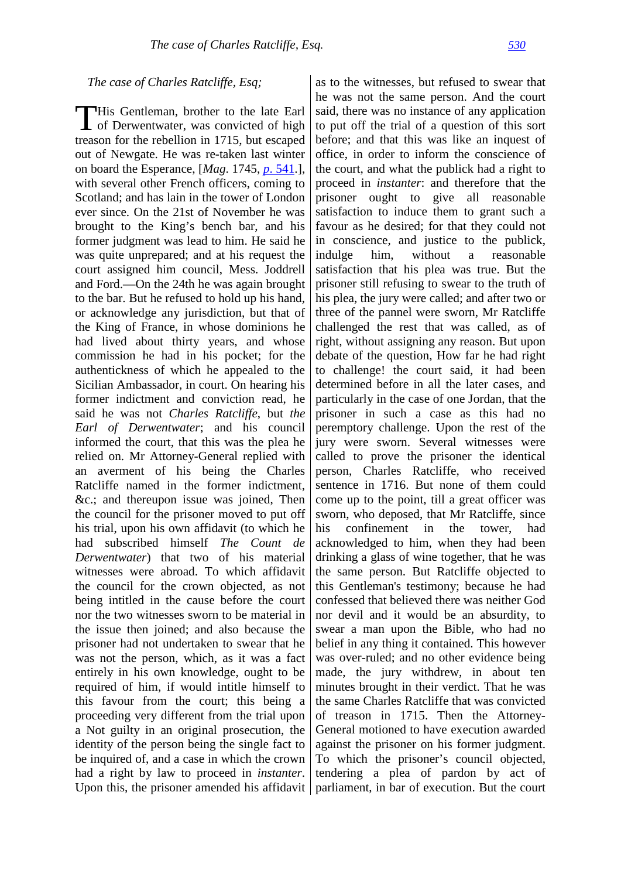*The case of Charles Ratcliffe, Esq;*

THis Gentleman, brother to the late Earl of Derwentwater, was convicted of high treason for the rebellion in 1715, but escaped out of Newgate. He was re-taken last winter on board the Esperance, [*Mag*. 1745, *p*. 541.], with several other French officers, coming to Scotland; and has lain in the tower of London ever since. On the 21st of November he was brought to the King's bench bar, and his former judgment was lead to him. He said he was quite unprepared; and at his request the court assigned him council, Mess. Joddrell and Ford.—On the 24th he was again brought to the bar. But he refused to hold up his hand, or acknowledge any jurisdiction, but that of the King of France, in whose dominions he had lived about thirty years, and whose commission he had in his pocket; for the authentickness of which he appealed to the Sicilian Ambassador, in court. On hearing his former indictment and conviction read, he said he was not *Charles Ratcliffe*, but *the Earl of Derwentwater*; and his council informed the court, that this was the plea he relied on. Mr Attorney-General replied with an averment of his being the Charles Ratcliffe named in the former indictment, &c.; and thereupon issue was joined, Then the council for the prisoner moved to put off his trial, upon his own affidavit (to which he had subscribed himself *The Count de Derwentwater*) that two of his material witnesses were abroad. To which affidavit the council for the crown objected, as not being intitled in the cause before the court nor the two witnesses sworn to be material in the issue then joined; and also because the prisoner had not undertaken to swear that he was not the person, which, as it was a fact entirely in his own knowledge, ought to be required of him, if would intitle himself to this favour from the court; this being a proceeding very different from the trial upon a Not guilty in an original prosecution, the identity of the person being the single fact to be inquired of, and a case in which the crown had a right by law to proceed in *instanter*. Upon this, the prisoner amended his affidavit as to the witnesses, but refused to swear that he was not the same person. And the court said, there was no instance of any application to put off the trial of a question of this sort before; and that this was like an inquest of office, in order to inform the conscience of the court, and what the publick had a right to proceed in *instanter*: and therefore that the prisoner ought to give all reasonable satisfaction to induce them to grant such a favour as he desired; for that they could not in conscience, and justice to the publick, indulge him, without a reasonable satisfaction that his plea was true. But the prisoner still refusing to swear to the truth of his plea, the jury were called; and after two or three of the pannel were sworn, Mr Ratcliffe challenged the rest that was called, as of right, without assigning any reason. But upon debate of the question, How far he had right to challenge! the court said, it had been determined before in all the later cases, and particularly in the case of one Jordan, that the prisoner in such a case as this had no peremptory challenge. Upon the rest of the jury were sworn. Several witnesses were called to prove the prisoner the identical person, Charles Ratcliffe, who received sentence in 1716. But none of them could come up to the point, till a great officer was sworn, who deposed, that Mr Ratcliffe, since his confinement in the tower, had acknowledged to him, when they had been drinking a glass of wine together, that he was the same person. But Ratcliffe objected to this Gentleman's testimony; because he had confessed that believed there was neither God nor devil and it would be an absurdity, to swear a man upon the Bible, who had no belief in any thing it contained. This however was over-ruled; and no other evidence being made, the jury withdrew, in about ten minutes brought in their verdict. That he was the same Charles Ratcliffe that was convicted of treason in 1715. Then the Attorney-General motioned to have execution awarded against the prisoner on his former judgment. To which the prisoner's council objected, tendering a plea of pardon by act of parliament, in bar of execution. But the court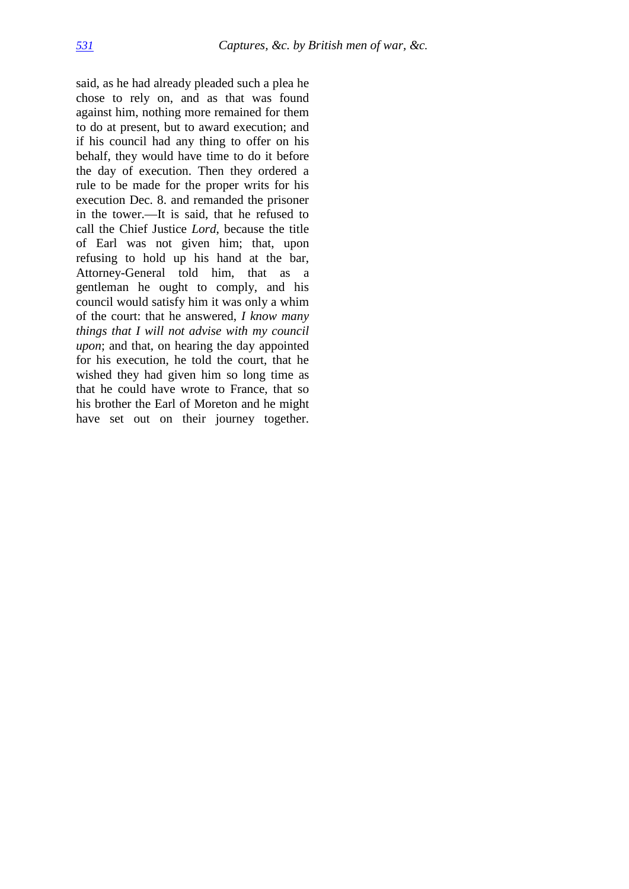said, as he had already pleaded such a plea he chose to rely on, and as that was found against him, nothing more remained for them to do at present, but to award execution; and if his council had any thing to offer on his behalf, they would have time to do it before the day of execution. Then they ordered a rule to be made for the proper writs for his execution Dec. 8. and remanded the prisoner in the tower.—It is said, that he refused to call the Chief Justice *Lord*, because the title of Earl was not given him; that, upon refusing to hold up his hand at the bar, Attorney-General told him, that as a gentleman he ought to comply, and his council would satisfy him it was only a whim of the court: that he answered, *I know many things that I will not advise with my council upon*; and that, on hearing the day appointed for his execution, he told the court, that he wished they had given him so long time as that he could have wrote to France, that so his brother the Earl of Moreton and he might have set out on their journey together.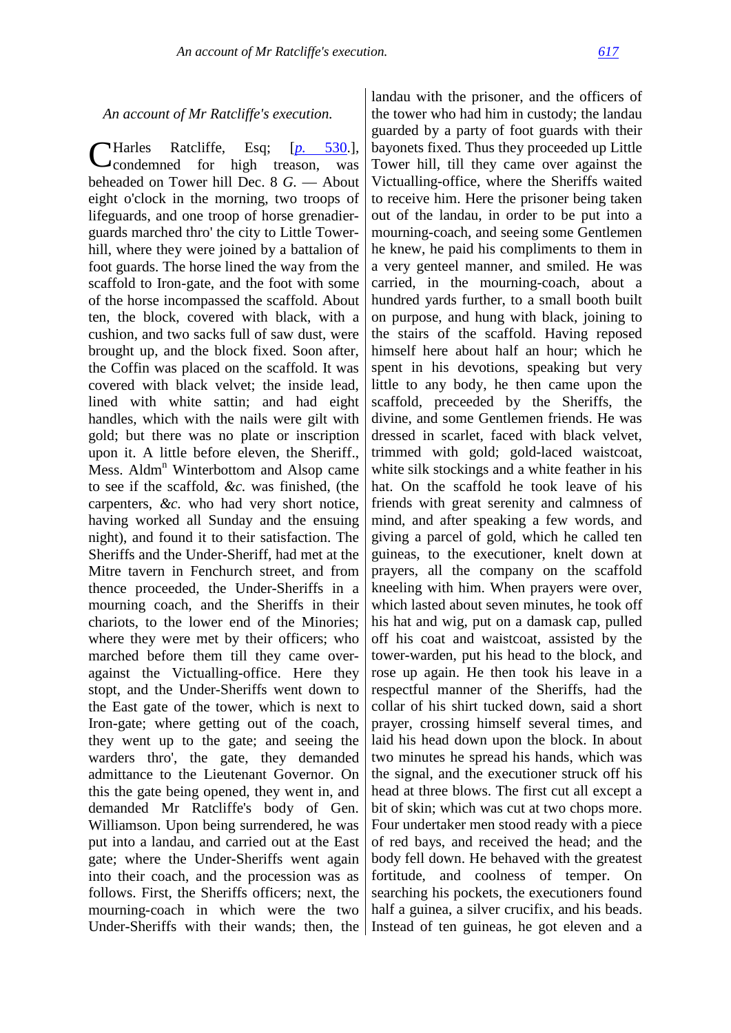*An account of Mr Ratcliffe's execution.*

CHarles Ratcliffe, Esq; [*p.* 530.], condemned for high treason, was beheaded on Tower hill Dec. 8 *G.* — About eight o'clock in the morning, two troops of lifeguards, and one troop of horse grenadier-guards marched thro' the city to Little Tower-hill, where they were joined by a battalion of foot guards. The horse lined the way from the scaffold to Iron-gate, and the foot with some of the horse incompassed the scaffold. About ten, the block, covered with black, with a cushion, and two sacks full of saw dust, were brought up, and the block fixed. Soon after, the Coffin was placed on the scaffold. It was covered with black velvet; the inside lead, lined with white sattin; and had eight handles, which with the nails were gilt with gold; but there was no plate or inscription upon it. A little before eleven, the Sheriff., Mess. Aldm[n] Winterbottom and Alsop came to see if the scaffold, *&c.* was finished, (the carpenters, *&c.* who had very short notice, having worked all Sunday and the ensuing night), and found it to their satisfaction. The Sheriffs and the Under-Sheriff, had met at the Mitre tavern in Fenchurch street, and from thence proceeded, the Under-Sheriffs in a mourning coach, and the Sheriffs in their chariots, to the lower end of the Minories; where they were met by their officers; who marched before them till they came over-against the Victualling-office. Here they stopt, and the Under-Sheriffs went down to the East gate of the tower, which is next to Iron-gate; where getting out of the coach, they went up to the gate; and seeing the warders thro', the gate, they demanded admittance to the Lieutenant Governor. On this the gate being opened, they went in, and demanded Mr Ratcliffe's body of Gen. Williamson. Upon being surrendered, he was put into a landau, and carried out at the East gate; where the Under-Sheriffs went again into their coach, and the procession was as follows. First, the Sheriffs officers; next, the mourning-coach in which were the two Under-Sheriffs with their wands; then, the landau with the prisoner, and the officers of the tower who had him in custody; the landau guarded by a party of foot guards with their bayonets fixed. Thus they proceeded up Little Tower hill, till they came over against the Victualling-office, where the Sheriffs waited to receive him. Here the prisoner being taken out of the landau, in order to be put into a mourning-coach, and seeing some Gentlemen he knew, he paid his compliments to them in a very genteel manner, and smiled. He was carried, in the mourning-coach, about a hundred yards further, to a small booth built on purpose, and hung with black, joining to the stairs of the scaffold. Having reposed himself here about half an hour; which he spent in his devotions, speaking but very little to any body, he then came upon the scaffold, preceeded by the Sheriffs, the divine, and some Gentlemen friends. He was dressed in scarlet, faced with black velvet, trimmed with gold; gold-laced waistcoat, white silk stockings and a white feather in his hat. On the scaffold he took leave of his friends with great serenity and calmness of mind, and after speaking a few words, and giving a parcel of gold, which he called ten guineas, to the executioner, knelt down at prayers, all the company on the scaffold kneeling with him. When prayers were over, which lasted about seven minutes, he took off his hat and wig, put on a damask cap, pulled off his coat and waistcoat, assisted by the tower-warden, put his head to the block, and rose up again. He then took his leave in a respectful manner of the Sheriffs, had the collar of his shirt tucked down, said a short prayer, crossing himself several times, and laid his head down upon the block. In about two minutes he spread his hands, which was the signal, and the executioner struck off his head at three blows. The first cut all except a bit of skin; which was cut at two chops more. Four undertaker men stood ready with a piece of red bays, and received the head; and the body fell down. He behaved with the greatest fortitude, and coolness of temper. On searching his pockets, the executioners found half a guinea, a silver crucifix, and his beads. Instead of ten guineas, he got eleven and a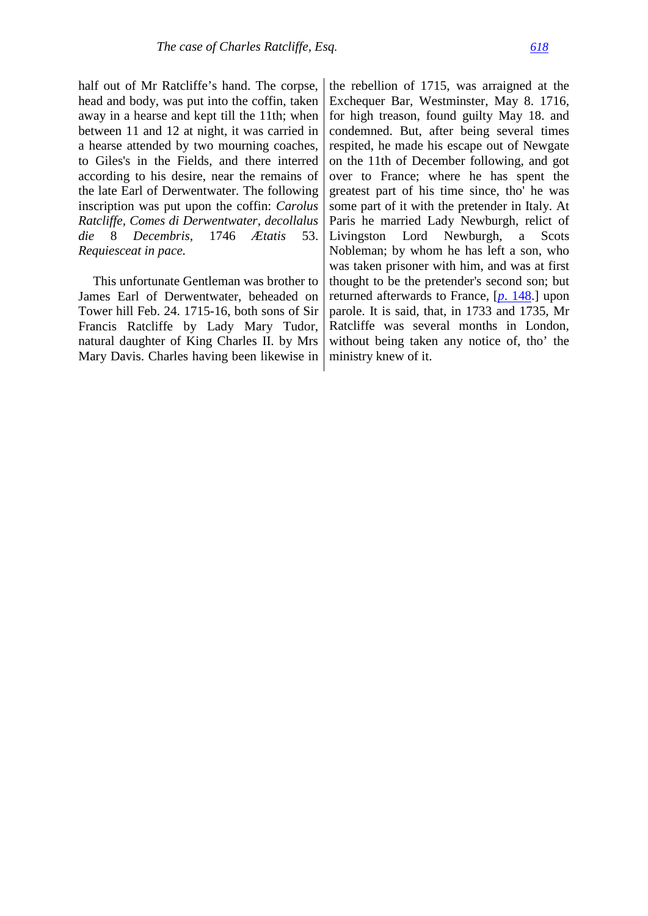half out of Mr Ratcliffe’s hand. The corpse, head and body, was put into the coffin, taken away in a hearse and kept till the 11th; when between 11 and 12 at night, it was carried in a hearse attended by two mourning coaches, to Giles's in the Fields, and there interred according to his desire, near the remains of the late Earl of Derwentwater. The following inscription was put upon the coffin: *Carolus Ratcliffe, Comes di Derwentwater, decollalus die* 8 *Decembris,* 1746 *Ætatis* 53. *Requiesceat in pace.*

This unfortunate Gentleman was brother to James Earl of Derwentwater, beheaded on Tower hill Feb. 24. 1715-16, both sons of Sir Francis Ratcliffe by Lady Mary Tudor, natural daughter of King Charles II. by Mrs Mary Davis. Charles having been likewise in the rebellion of 1715, was arraigned at the Exchequer Bar, Westminster, May 8. 1716, for high treason, found guilty May 18. and condemned. But, after being several times respited, he made his escape out of Newgate on the 11th of December following, and got over to France; where he has spent the greatest part of his time since, tho' he was some part of it with the pretender in Italy. At Paris he married Lady Newburgh, relict of Livingston Lord Newburgh, a Scots Nobleman; by whom he has left a son, who was taken prisoner with him, and was at first thought to be the pretender's second son; but returned afterwards to France, [*p.* 148.] upon parole. It is said, that, in 1733 and 1735, Mr Ratcliffe was several months in London, without being taken any notice of, tho’ the ministry knew of it.